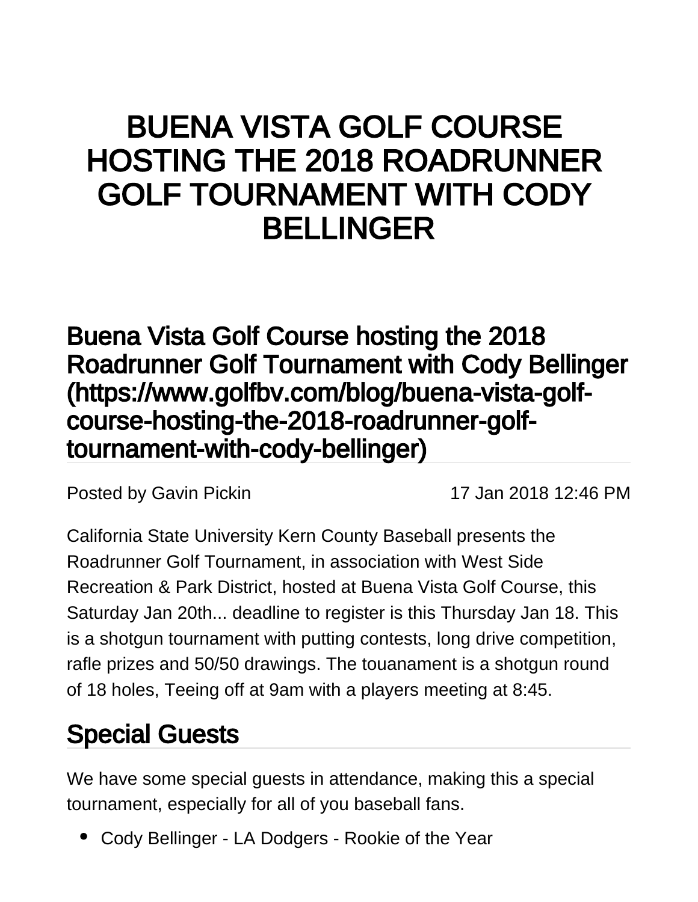# BUENA VISTA GOLF COURSE HOSTING THE 2018 ROADRUNNER GOLF TOURNAMENT WITH CODY BELLINGER

## Buena Vista Golf Course hosting the 2018 Roadrunner Golf Tournament with Cody Bellinger (https://www.golfbv.com/blog/buena-vista-golf-course-hosting-the-2018-roadrunner-golf-tournament-with-cody-bellinger)

Posted by Gavin Pickin 17 Jan 2018 12:46 PM

California State University Kern County Baseball presents the Roadrunner Golf Tournament, in association with West Side Recreation & Park District, hosted at Buena Vista Golf Course, this Saturday Jan 20th... deadline to register is this Thursday Jan 18. This is a shotgun tournament with putting contests, long drive competition, rafle prizes and 50/50 drawings. The touanament is a shotgun round of 18 holes, Teeing off at 9am with a players meeting at 8:45.

## Special Guests

We have some special guests in attendance, making this a special tournament, especially for all of you baseball fans.

- Cody Bellinger - LA Dodgers - Rookie of the Year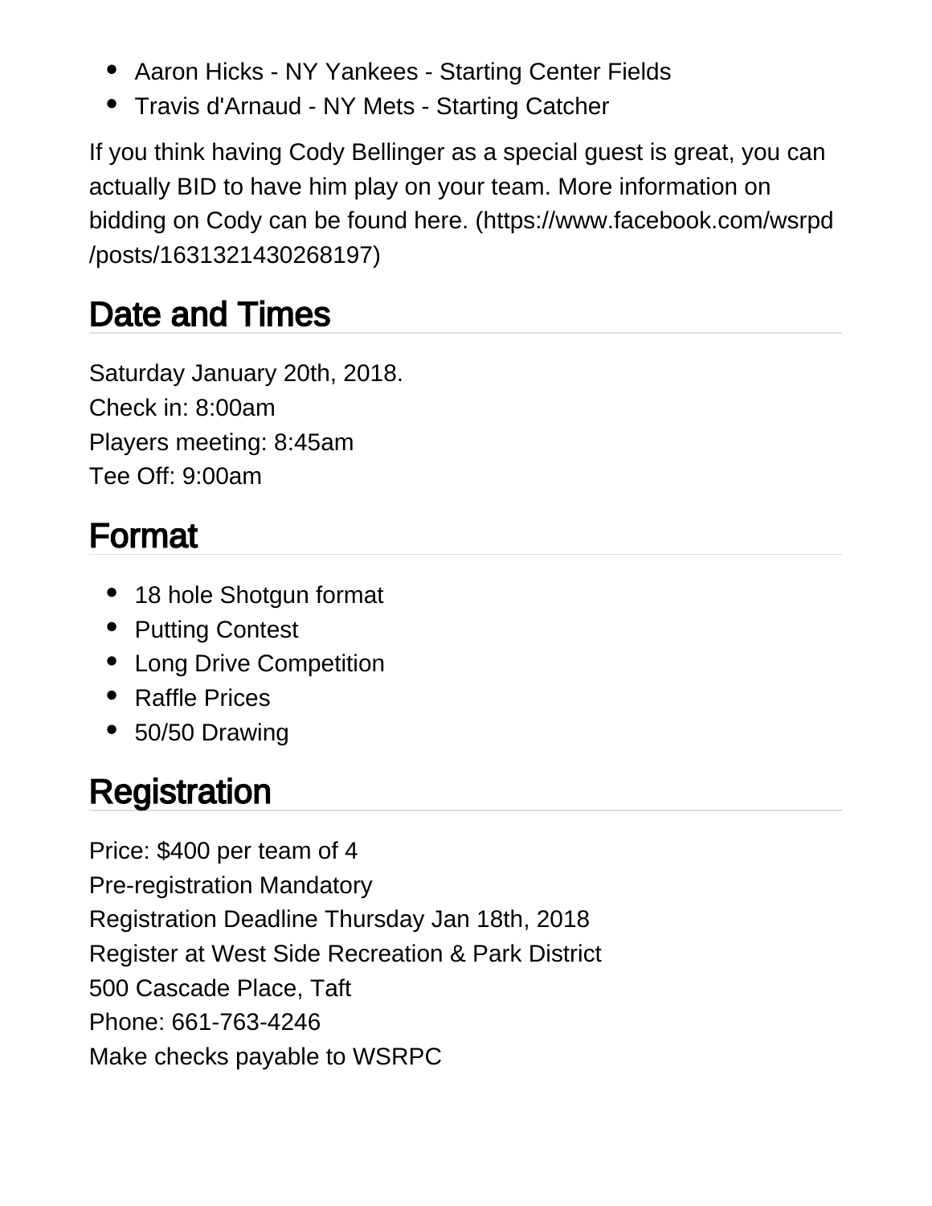- Aaron Hicks - NY Yankees - Starting Center Fields
- Travis d'Arnaud - NY Mets - Starting Catcher

If you think having Cody Bellinger as a special guest is great, you can actually BID to have him play on your team. More information on bidding on Cody can be found here. (https://www.facebook.com/wsrpd/posts/1631321430268197)

## Date and Times

Saturday January 20th, 2018.
Check in: 8:00am
Players meeting: 8:45am
Tee Off: 9:00am

## Format

- 18 hole Shotgun format
- Putting Contest
- Long Drive Competition
- Raffle Prices
- 50/50 Drawing

## Registration

Price: $400 per team of 4
Pre-registration Mandatory
Registration Deadline Thursday Jan 18th, 2018
Register at West Side Recreation & Park District
500 Cascade Place, Taft
Phone: 661-763-4246
Make checks payable to WSRPC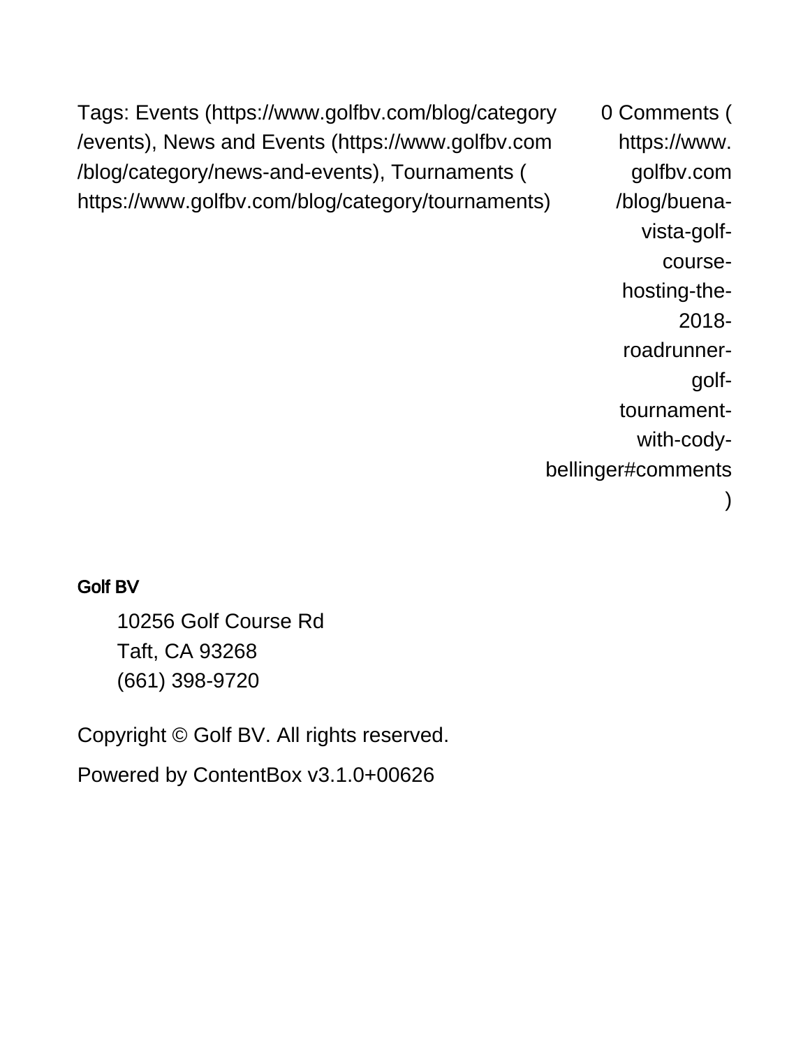Tags: Events (https://www.golfbv.com/blog/category/events), News and Events (https://www.golfbv.com/blog/category/news-and-events), Tournaments (https://www.golfbv.com/blog/category/tournaments)

0 Comments (https://www.golfbv.com/blog/buena-vista-golf-course-hosting-the-2018-roadrunner-golf-tournament-with-cody-bellinger#comments)

**Golf BV**

10256 Golf Course Rd
Taft, CA 93268
(661) 398-9720

Copyright © Golf BV. All rights reserved.

Powered by ContentBox v3.1.0+00626